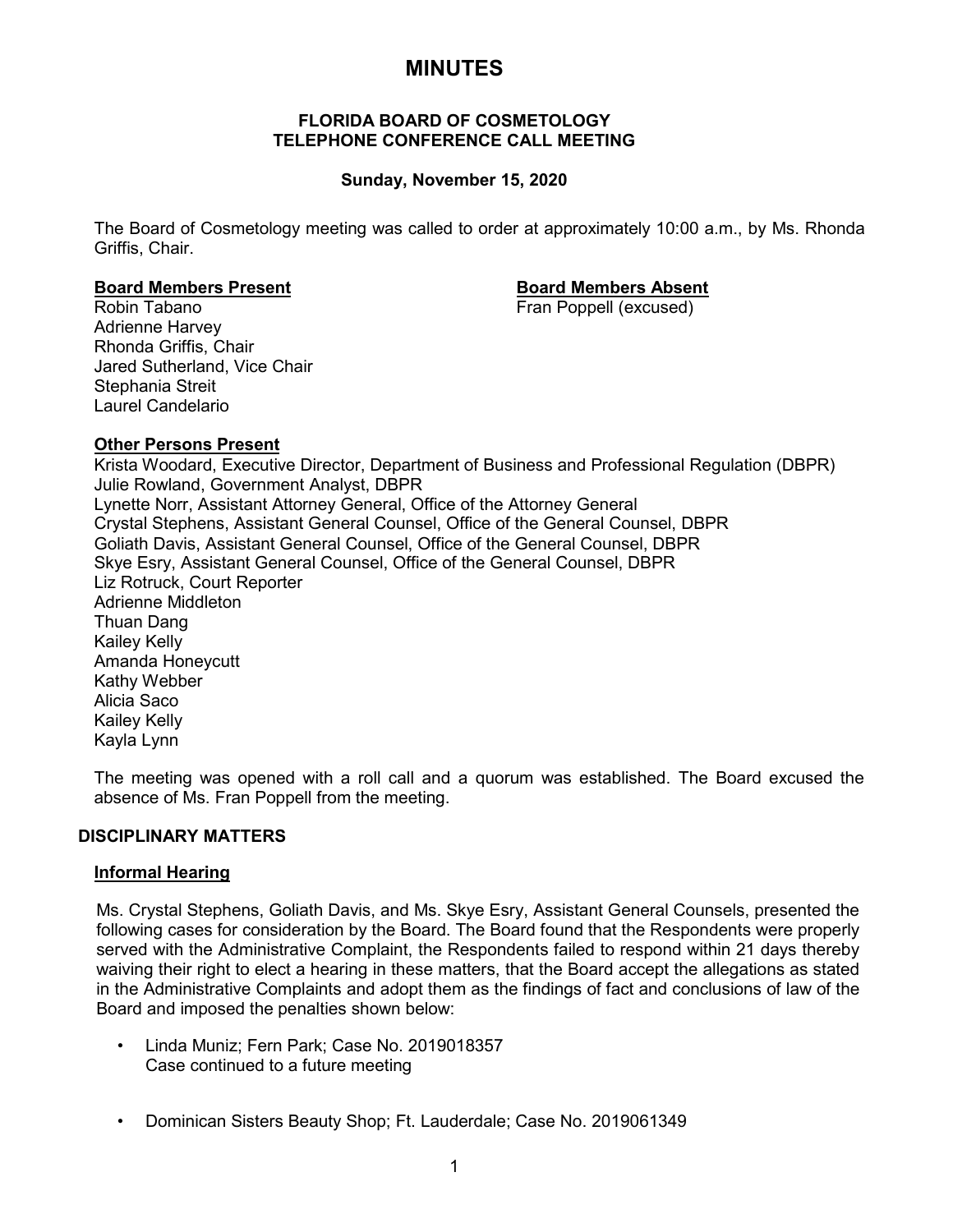# MINUTES

### FLORIDA BOARD OF COSMETOLOGY
### TELEPHONE CONFERENCE CALL MEETING

**Sunday, November 15, 2020**

The Board of Cosmetology meeting was called to order at approximately 10:00 a.m., by Ms. Rhonda Griffis, Chair.

**Board Members Present**

Robin Tabano
Adrienne Harvey
Rhonda Griffis, Chair
Jared Sutherland, Vice Chair
Stephania Streit
Laurel Candelario

**Board Members Absent**

Fran Poppell (excused)

**Other Persons Present**

Krista Woodard, Executive Director, Department of Business and Professional Regulation (DBPR)
Julie Rowland, Government Analyst, DBPR
Lynette Norr, Assistant Attorney General, Office of the Attorney General
Crystal Stephens, Assistant General Counsel, Office of the General Counsel, DBPR
Goliath Davis, Assistant General Counsel, Office of the General Counsel, DBPR
Skye Esry, Assistant General Counsel, Office of the General Counsel, DBPR
Liz Rotruck, Court Reporter
Adrienne Middleton
Thuan Dang
Kailey Kelly
Amanda Honeycutt
Kathy Webber
Alicia Saco
Kailey Kelly
Kayla Lynn

The meeting was opened with a roll call and a quorum was established. The Board excused the absence of Ms. Fran Poppell from the meeting.

## DISCIPLINARY MATTERS

### Informal Hearing

Ms. Crystal Stephens, Goliath Davis, and Ms. Skye Esry, Assistant General Counsels, presented the following cases for consideration by the Board. The Board found that the Respondents were properly served with the Administrative Complaint, the Respondents failed to respond within 21 days thereby waiving their right to elect a hearing in these matters, that the Board accept the allegations as stated in the Administrative Complaints and adopt them as the findings of fact and conclusions of law of the Board and imposed the penalties shown below:

- Linda Muniz; Fern Park; Case No. 2019018357
  Case continued to a future meeting

- Dominican Sisters Beauty Shop; Ft. Lauderdale; Case No. 2019061349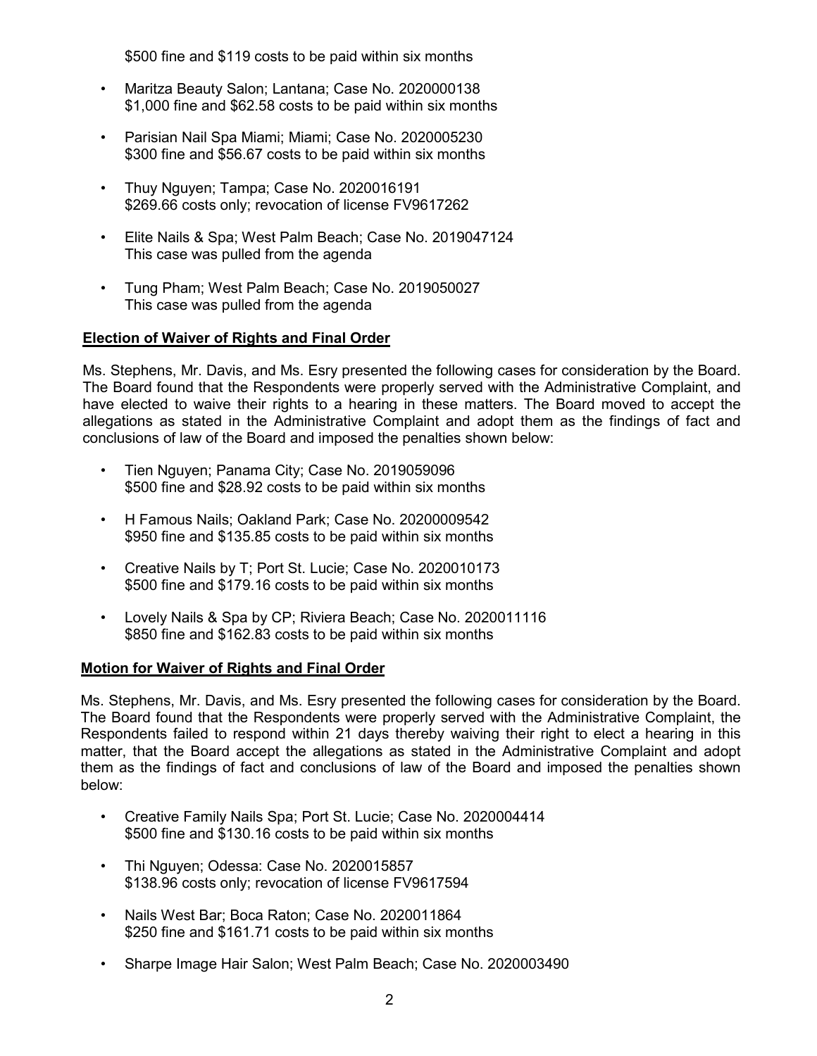$500 fine and $119 costs to be paid within six months

- Maritza Beauty Salon; Lantana; Case No. 2020000138
  $1,000 fine and $62.58 costs to be paid within six months

- Parisian Nail Spa Miami; Miami; Case No. 2020005230
  $300 fine and $56.67 costs to be paid within six months

- Thuy Nguyen; Tampa; Case No. 2020016191
  $269.66 costs only; revocation of license FV9617262

- Elite Nails & Spa; West Palm Beach; Case No. 2019047124
  This case was pulled from the agenda

- Tung Pham; West Palm Beach; Case No. 2019050027
  This case was pulled from the agenda

**Election of Waiver of Rights and Final Order**

Ms. Stephens, Mr. Davis, and Ms. Esry presented the following cases for consideration by the Board. The Board found that the Respondents were properly served with the Administrative Complaint, and have elected to waive their rights to a hearing in these matters. The Board moved to accept the allegations as stated in the Administrative Complaint and adopt them as the findings of fact and conclusions of law of the Board and imposed the penalties shown below:

- Tien Nguyen; Panama City; Case No. 2019059096
  $500 fine and $28.92 costs to be paid within six months

- H Famous Nails; Oakland Park; Case No. 20200009542
  $950 fine and $135.85 costs to be paid within six months

- Creative Nails by T; Port St. Lucie; Case No. 2020010173
  $500 fine and $179.16 costs to be paid within six months

- Lovely Nails & Spa by CP; Riviera Beach; Case No. 2020011116
  $850 fine and $162.83 costs to be paid within six months

**Motion for Waiver of Rights and Final Order**

Ms. Stephens, Mr. Davis, and Ms. Esry presented the following cases for consideration by the Board. The Board found that the Respondents were properly served with the Administrative Complaint, the Respondents failed to respond within 21 days thereby waiving their right to elect a hearing in this matter, that the Board accept the allegations as stated in the Administrative Complaint and adopt them as the findings of fact and conclusions of law of the Board and imposed the penalties shown below:

- Creative Family Nails Spa; Port St. Lucie; Case No. 2020004414
  $500 fine and $130.16 costs to be paid within six months

- Thi Nguyen; Odessa: Case No. 2020015857
  $138.96 costs only; revocation of license FV9617594

- Nails West Bar; Boca Raton; Case No. 2020011864
  $250 fine and $161.71 costs to be paid within six months

- Sharpe Image Hair Salon; West Palm Beach; Case No. 2020003490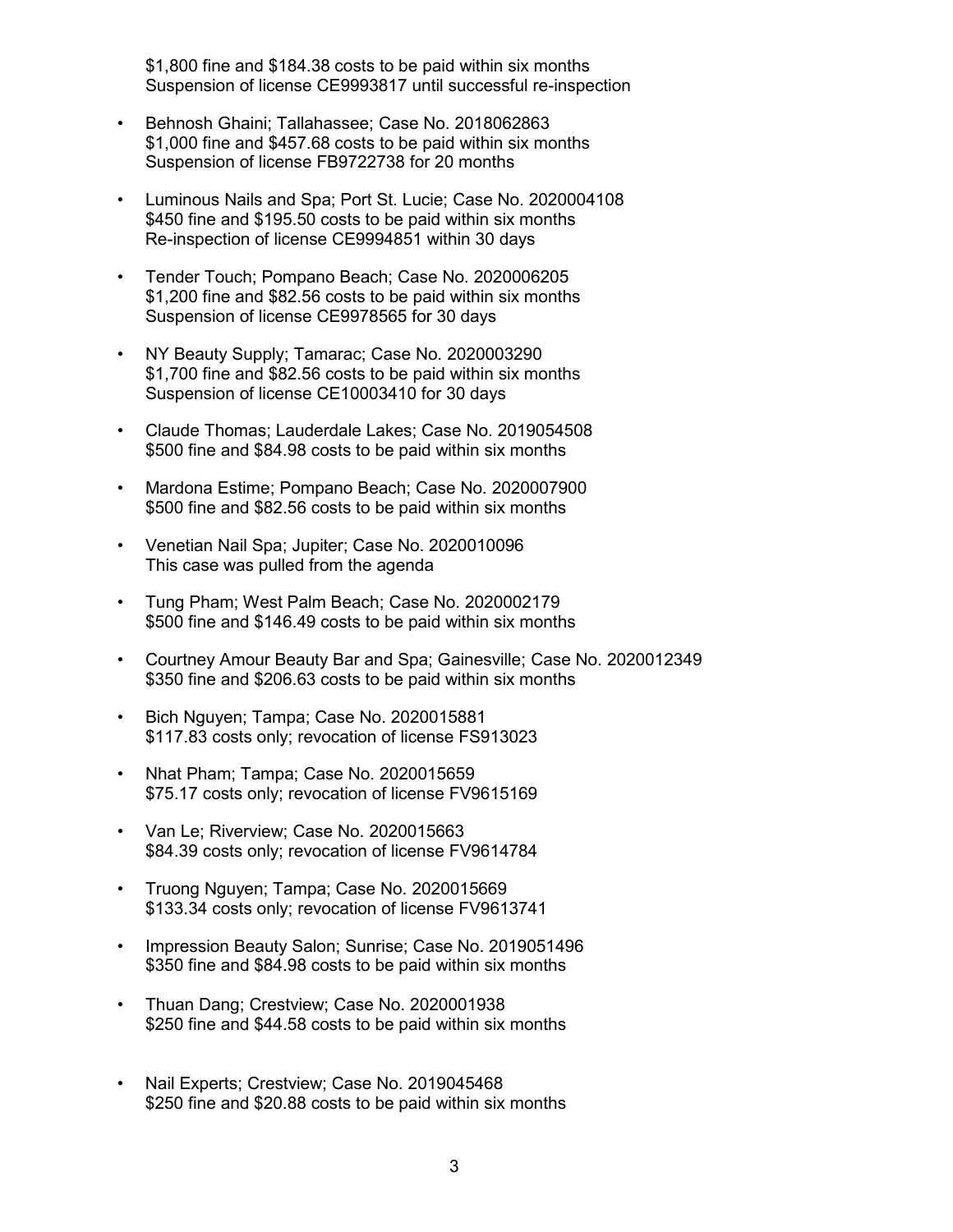$1,800 fine and $184.38 costs to be paid within six months
Suspension of license CE9993817 until successful re-inspection

- Behnosh Ghaini; Tallahassee; Case No. 2018062863
  $1,000 fine and $457.68 costs to be paid within six months
  Suspension of license FB9722738 for 20 months

- Luminous Nails and Spa; Port St. Lucie; Case No. 2020004108
  $450 fine and $195.50 costs to be paid within six months
  Re-inspection of license CE9994851 within 30 days

- Tender Touch; Pompano Beach; Case No. 2020006205
  $1,200 fine and $82.56 costs to be paid within six months
  Suspension of license CE9978565 for 30 days

- NY Beauty Supply; Tamarac; Case No. 2020003290
  $1,700 fine and $82.56 costs to be paid within six months
  Suspension of license CE10003410 for 30 days

- Claude Thomas; Lauderdale Lakes; Case No. 2019054508
  $500 fine and $84.98 costs to be paid within six months

- Mardona Estime; Pompano Beach; Case No. 2020007900
  $500 fine and $82.56 costs to be paid within six months

- Venetian Nail Spa; Jupiter; Case No. 2020010096
  This case was pulled from the agenda

- Tung Pham; West Palm Beach; Case No. 2020002179
  $500 fine and $146.49 costs to be paid within six months

- Courtney Amour Beauty Bar and Spa; Gainesville; Case No. 2020012349
  $350 fine and $206.63 costs to be paid within six months

- Bich Nguyen; Tampa; Case No. 2020015881
  $117.83 costs only; revocation of license FS913023

- Nhat Pham; Tampa; Case No. 2020015659
  $75.17 costs only; revocation of license FV9615169

- Van Le; Riverview; Case No. 2020015663
  $84.39 costs only; revocation of license FV9614784

- Truong Nguyen; Tampa; Case No. 2020015669
  $133.34 costs only; revocation of license FV9613741

- Impression Beauty Salon; Sunrise; Case No. 2019051496
  $350 fine and $84.98 costs to be paid within six months

- Thuan Dang; Crestview; Case No. 2020001938
  $250 fine and $44.58 costs to be paid within six months

- Nail Experts; Crestview; Case No. 2019045468
  $250 fine and $20.88 costs to be paid within six months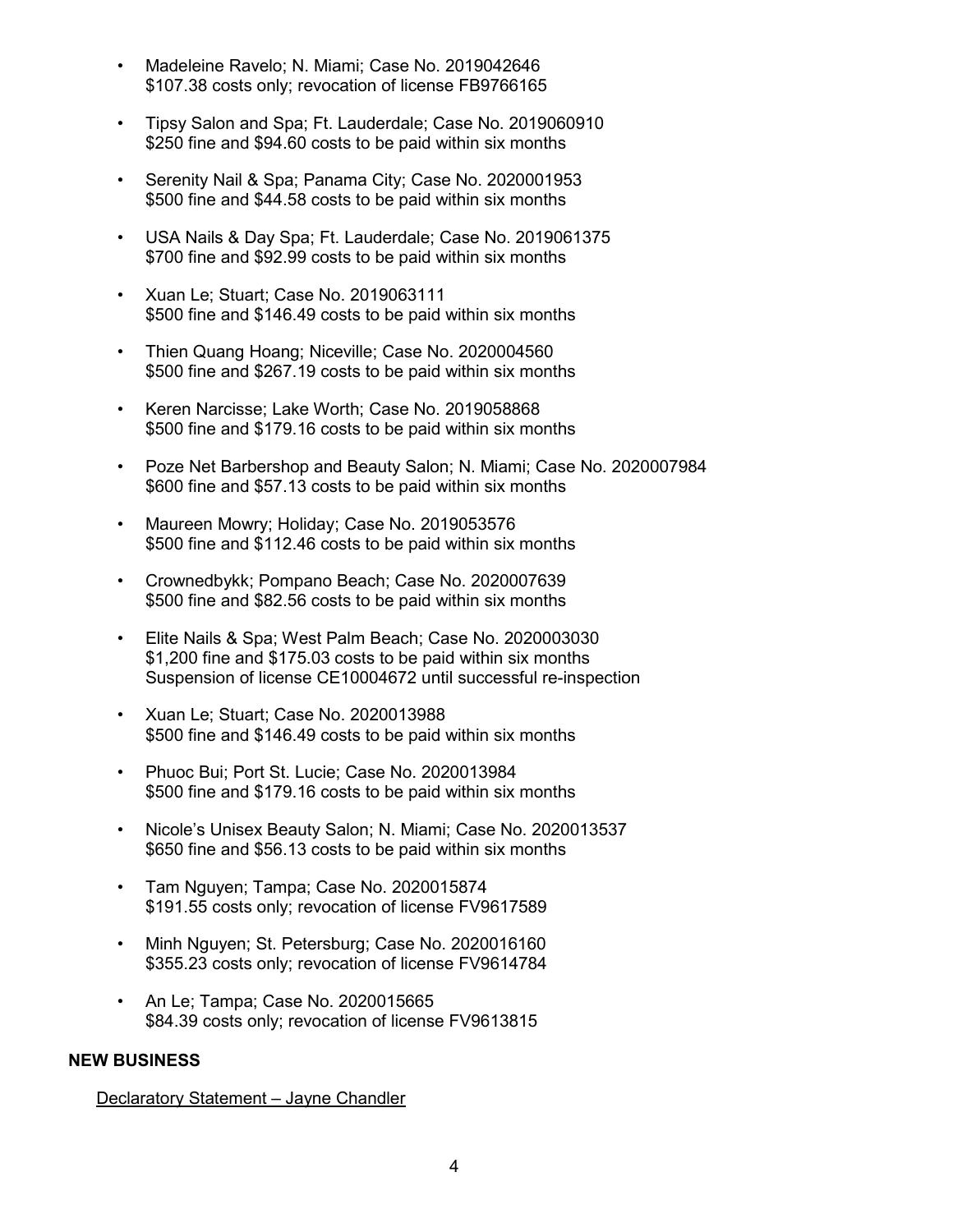- Madeleine Ravelo; N. Miami; Case No. 2019042646
  $107.38 costs only; revocation of license FB9766165

- Tipsy Salon and Spa; Ft. Lauderdale; Case No. 2019060910
  $250 fine and $94.60 costs to be paid within six months

- Serenity Nail & Spa; Panama City; Case No. 2020001953
  $500 fine and $44.58 costs to be paid within six months

- USA Nails & Day Spa; Ft. Lauderdale; Case No. 2019061375
  $700 fine and $92.99 costs to be paid within six months

- Xuan Le; Stuart; Case No. 2019063111
  $500 fine and $146.49 costs to be paid within six months

- Thien Quang Hoang; Niceville; Case No. 2020004560
  $500 fine and $267.19 costs to be paid within six months

- Keren Narcisse; Lake Worth; Case No. 2019058868
  $500 fine and $179.16 costs to be paid within six months

- Poze Net Barbershop and Beauty Salon; N. Miami; Case No. 2020007984
  $600 fine and $57.13 costs to be paid within six months

- Maureen Mowry; Holiday; Case No. 2019053576
  $500 fine and $112.46 costs to be paid within six months

- Crownedbykk; Pompano Beach; Case No. 2020007639
  $500 fine and $82.56 costs to be paid within six months

- Elite Nails & Spa; West Palm Beach; Case No. 2020003030
  $1,200 fine and $175.03 costs to be paid within six months
  Suspension of license CE10004672 until successful re-inspection

- Xuan Le; Stuart; Case No. 2020013988
  $500 fine and $146.49 costs to be paid within six months

- Phuoc Bui; Port St. Lucie; Case No. 2020013984
  $500 fine and $179.16 costs to be paid within six months

- Nicole's Unisex Beauty Salon; N. Miami; Case No. 2020013537
  $650 fine and $56.13 costs to be paid within six months

- Tam Nguyen; Tampa; Case No. 2020015874
  $191.55 costs only; revocation of license FV9617589

- Minh Nguyen; St. Petersburg; Case No. 2020016160
  $355.23 costs only; revocation of license FV9614784

- An Le; Tampa; Case No. 2020015665
  $84.39 costs only; revocation of license FV9613815

**NEW BUSINESS**

Declaratory Statement – Jayne Chandler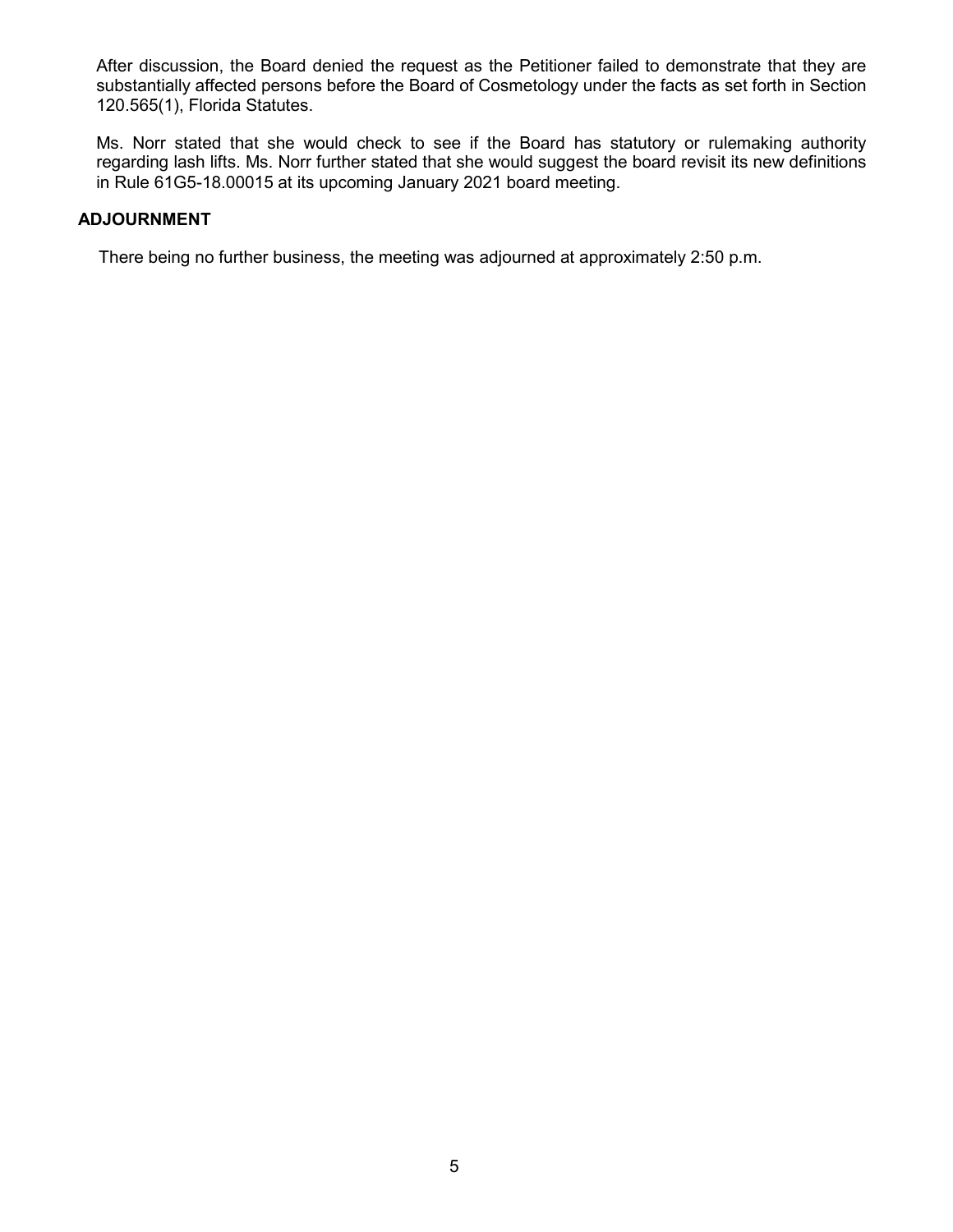After discussion, the Board denied the request as the Petitioner failed to demonstrate that they are substantially affected persons before the Board of Cosmetology under the facts as set forth in Section 120.565(1), Florida Statutes.

Ms. Norr stated that she would check to see if the Board has statutory or rulemaking authority regarding lash lifts. Ms. Norr further stated that she would suggest the board revisit its new definitions in Rule 61G5-18.00015 at its upcoming January 2021 board meeting.

**ADJOURNMENT**

There being no further business, the meeting was adjourned at approximately 2:50 p.m.